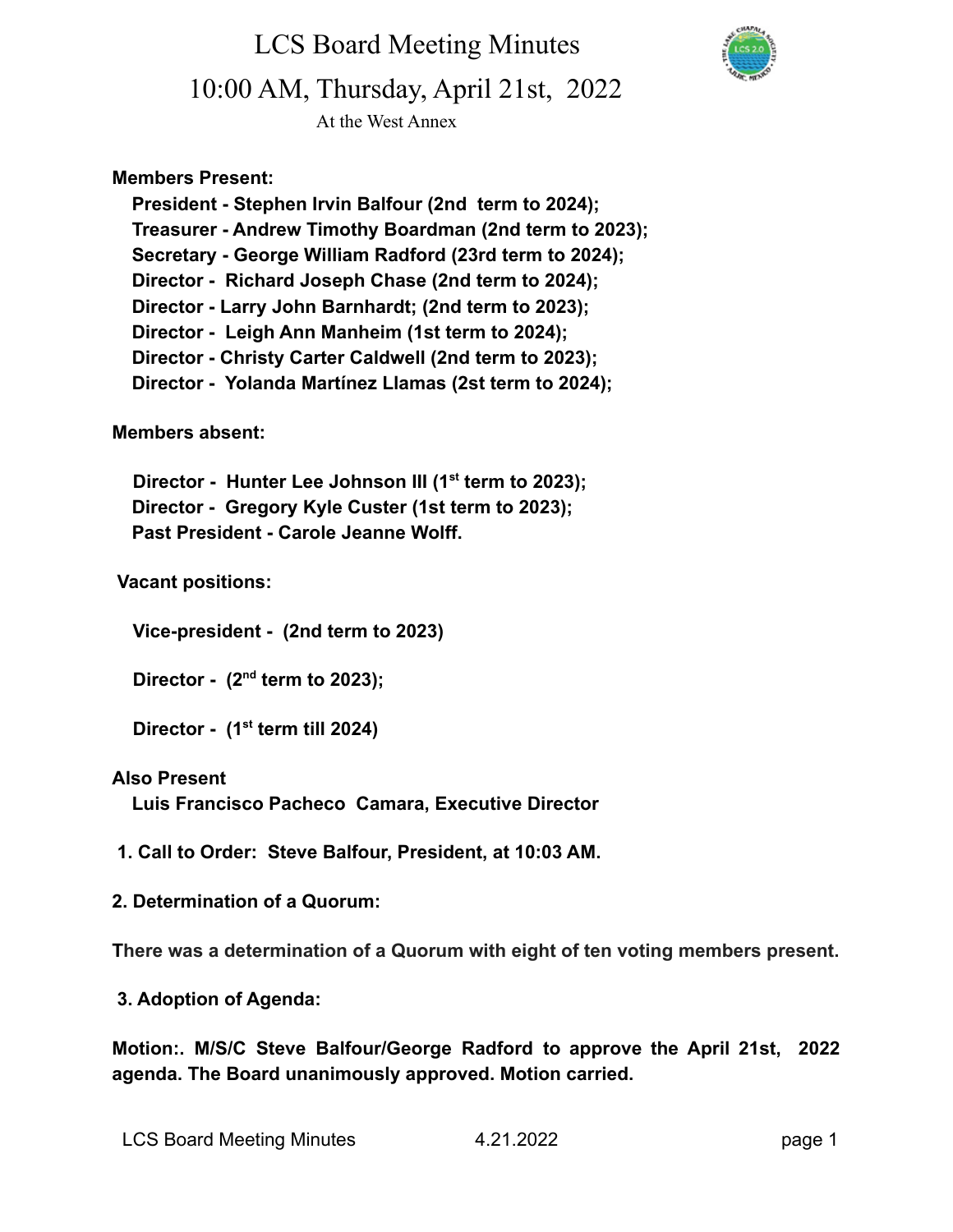# LCS Board Meeting Minutes

## 10:00 AM, Thursday, April 21st, 2022

At the West Annex

**Members Present:**

**President - Stephen Irvin Balfour (2nd term to 2024);**
**Treasurer - Andrew Timothy Boardman (2nd term to 2023);**
**Secretary - George William Radford (23rd term to 2024);**
**Director - Richard Joseph Chase (2nd term to 2024);**
**Director - Larry John Barnhardt; (2nd term to 2023);**
**Director - Leigh Ann Manheim (1st term to 2024);**
**Director - Christy Carter Caldwell (2nd term to 2023);**
**Director - Yolanda Martínez Llamas (2st term to 2024);**

**Members absent:**

**Director - Hunter Lee Johnson III (1st term to 2023);**
**Director - Gregory Kyle Custer (1st term to 2023);**
**Past President - Carole Jeanne Wolff.**

**Vacant positions:**

**Vice-president - (2nd term to 2023)**

**Director - (2nd term to 2023);**

**Director - (1st term till 2024)**

**Also Present**
**Luis Francisco Pacheco Camara, Executive Director**

**1. Call to Order: Steve Balfour, President, at 10:03 AM.**

**2. Determination of a Quorum:**

**There was a determination of a Quorum with eight of ten voting members present.**

**3. Adoption of Agenda:**

**Motion:. M/S/C Steve Balfour/George Radford to approve the April 21st, 2022 agenda. The Board unanimously approved. Motion carried.**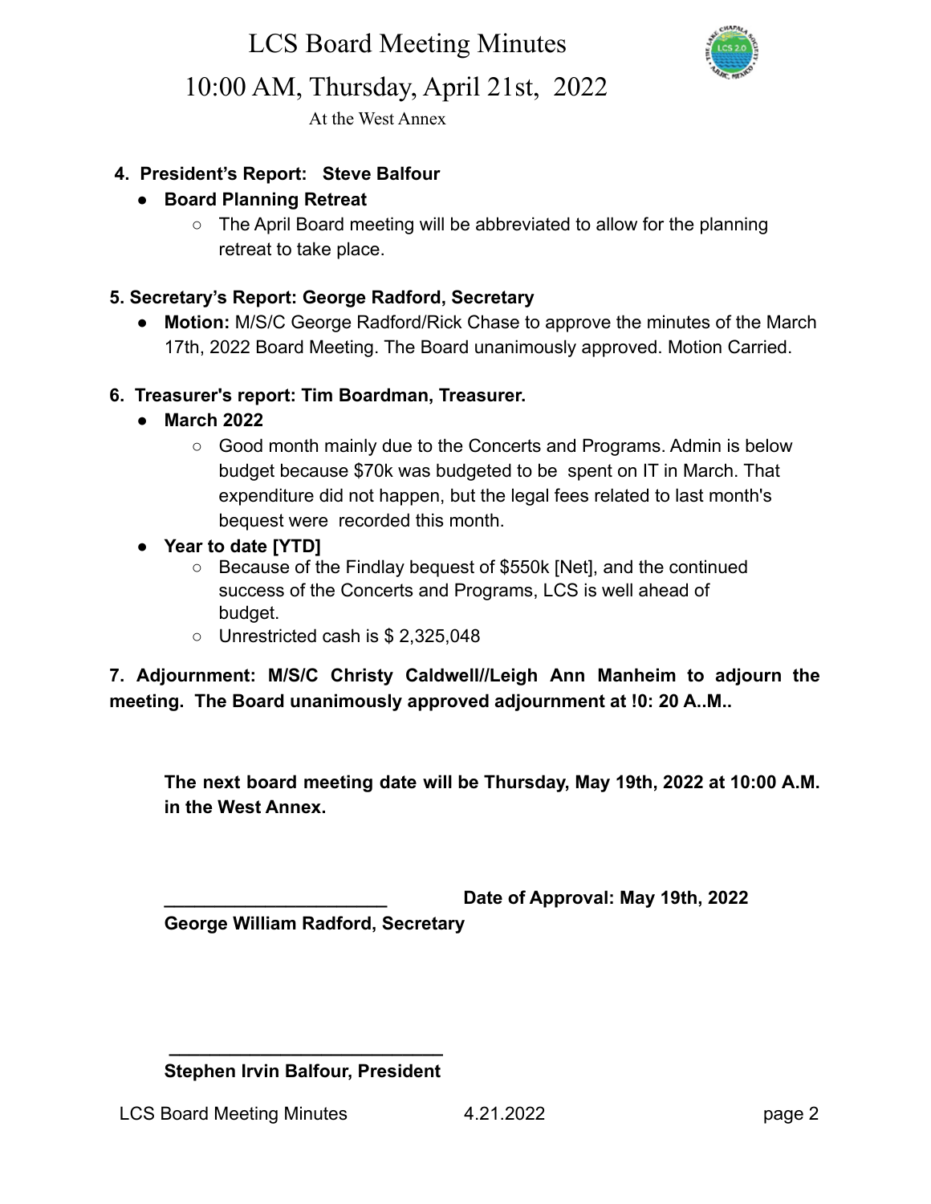# LCS Board Meeting Minutes

## 10:00 AM, Thursday, April 21st, 2022

At the West Annex

**4. President's Report: Steve Balfour**

- **Board Planning Retreat**
  - The April Board meeting will be abbreviated to allow for the planning retreat to take place.

**5. Secretary's Report: George Radford, Secretary**

- **Motion:** M/S/C George Radford/Rick Chase to approve the minutes of the March 17th, 2022 Board Meeting. The Board unanimously approved. Motion Carried.

**6. Treasurer's report: Tim Boardman, Treasurer.**

- **March 2022**
  - Good month mainly due to the Concerts and Programs. Admin is below budget because $70k was budgeted to be spent on IT in March. That expenditure did not happen, but the legal fees related to last month's bequest were recorded this month.
- **Year to date [YTD]**
  - Because of the Findlay bequest of $550k [Net], and the continued success of the Concerts and Programs, LCS is well ahead of budget.
  - Unrestricted cash is $ 2,325,048

**7. Adjournment: M/S/C Christy Caldwell//Leigh Ann Manheim to adjourn the meeting. The Board unanimously approved adjournment at !0: 20 A..M..**

**The next board meeting date will be Thursday, May 19th, 2022 at 10:00 A.M. in the West Annex.**

**______________________ Date of Approval: May 19th, 2022**

**George William Radford, Secretary**

**____________________________**

**Stephen Irvin Balfour, President**